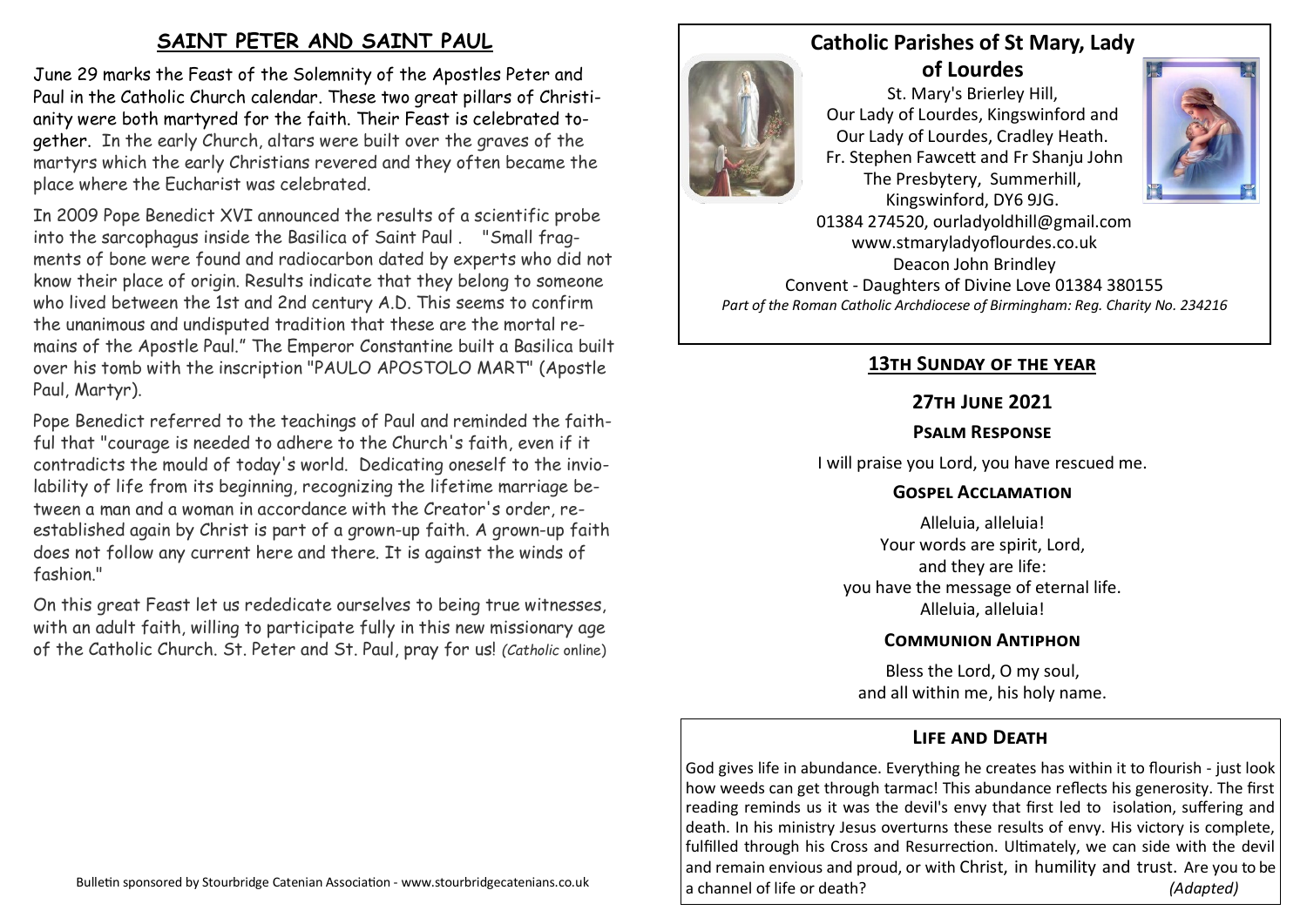## SAINT PETER AND SAINT PAUL

June 29 marks the Feast of the Solemnity of the Apostles Peter and Paul in the Catholic Church calendar. These two great pillars of Christianity were both martyred for the faith. Their Feast is celebrated together. In the early Church, altars were built over the graves of the martyrs which the early Christians revered and they often became the place where the Eucharist was celebrated.

In 2009 Pope Benedict XVI announced the results of a scientific probe into the sarcophagus inside the Basilica of Saint Paul . "Small fragments of bone were found and radiocarbon dated by experts who did not know their place of origin. Results indicate that they belong to someone who lived between the 1st and 2nd century A.D. This seems to confirm the unanimous and undisputed tradition that these are the mortal remains of the Apostle Paul." The Emperor Constantine built a Basilica built over his tomb with the inscription "PAULO APOSTOLO MART" (Apostle Paul, Martyr).

Pope Benedict referred to the teachings of Paul and reminded the faithful that "courage is needed to adhere to the Church's faith, even if it contradicts the mould of today's world. Dedicating oneself to the inviolability of life from its beginning, recognizing the lifetime marriage between a man and a woman in accordance with the Creator's order, re-established again by Christ is part of a grown-up faith. A grown-up faith does not follow any current here and there. It is against the winds of fashion."

On this great Feast let us rededicate ourselves to being true witnesses, with an adult faith, willing to participate fully in this new missionary age of the Catholic Church. St. Peter and St. Paul, pray for us! *(Catholic* online)

Bulletin sponsored by Stourbridge Catenian Association - www.stourbridgecatenians.co.uk

# Catholic Parishes of St Mary, Lady of Lourdes

St. Mary's Brierley Hill,
Our Lady of Lourdes, Kingswinford and
Our Lady of Lourdes, Cradley Heath.
Fr. Stephen Fawcett and Fr Shanju John
The Presbytery, Summerhill,
Kingswinford, DY6 9JG.
01384 274520, ourladyoldhill@gmail.com
www.stmaryladyoflourdes.co.uk
Deacon John Brindley
Convent - Daughters of Divine Love 01384 380155

*Part of the Roman Catholic Archdiocese of Birmingham: Reg. Charity No. 234216*

## 13th Sunday of the year

### 27th June 2021

### Psalm Response

I will praise you Lord, you have rescued me.

### Gospel Acclamation

Alleluia, alleluia!
Your words are spirit, Lord,
and they are life:
you have the message of eternal life.
Alleluia, alleluia!

### Communion Antiphon

Bless the Lord, O my soul,
and all within me, his holy name.

### Life and Death

God gives life in abundance. Everything he creates has within it to flourish - just look how weeds can get through tarmac! This abundance reflects his generosity. The first reading reminds us it was the devil's envy that first led to isolation, suffering and death. In his ministry Jesus overturns these results of envy. His victory is complete, fulfilled through his Cross and Resurrection. Ultimately, we can side with the devil and remain envious and proud, or with Christ, in humility and trust. Are you to be a channel of life or death? *(Adapted)*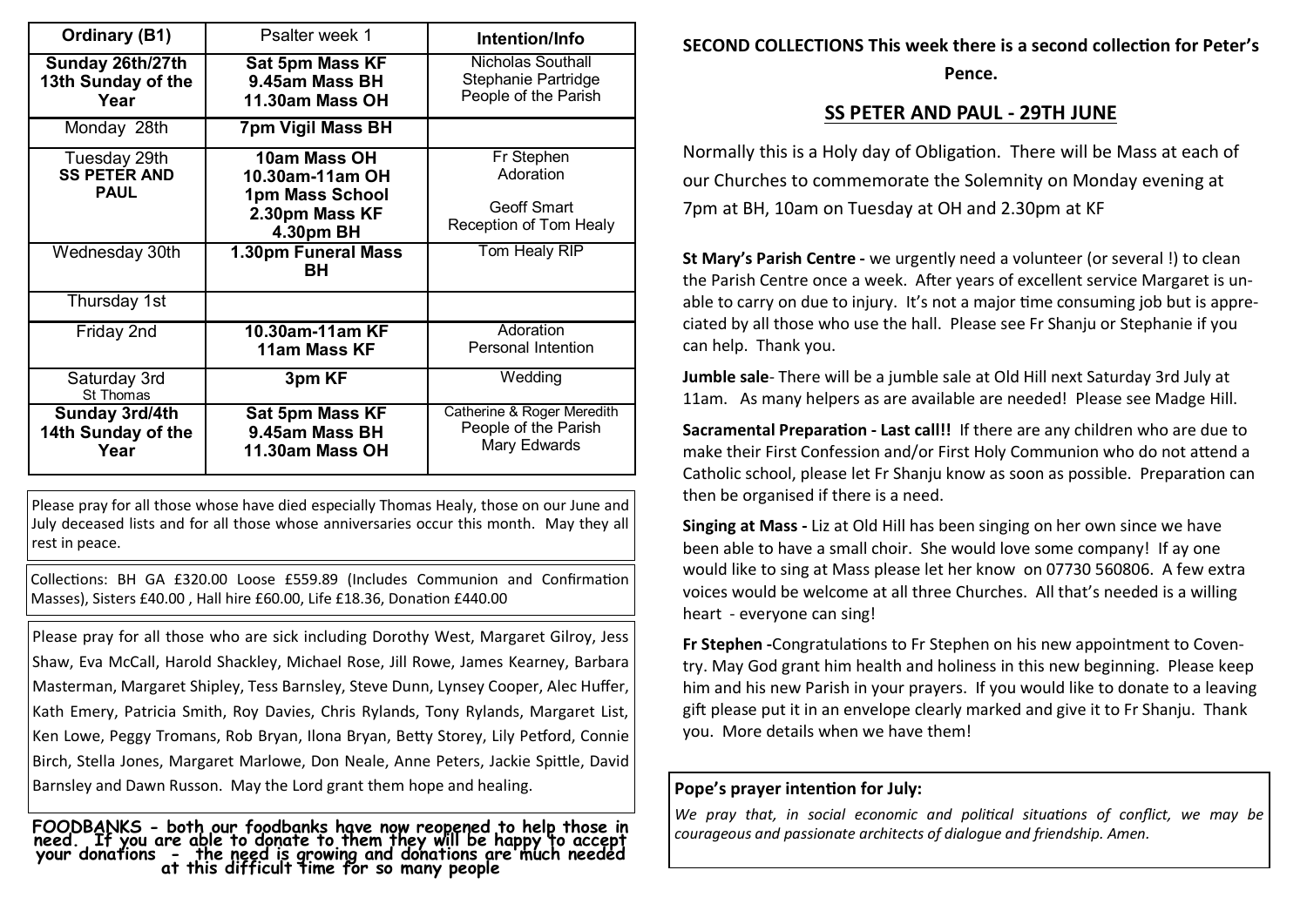| Ordinary (B1) | Psalter week 1 | Intention/Info |
|---|---|---|
| **Sunday 26th/27th 13th Sunday of the Year** | **Sat 5pm Mass KF 9.45am Mass BH 11.30am Mass OH** | Nicholas Southall Stephanie Partridge People of the Parish |
| Monday 28th | **7pm Vigil Mass BH** | |
| Tuesday 29th **SS PETER AND PAUL** | **10am Mass OH 10.30am-11am OH 1pm Mass School 2.30pm Mass KF 4.30pm BH** | Fr Stephen Adoration Geoff Smart Reception of Tom Healy |
| Wednesday 30th | **1.30pm Funeral Mass BH** | Tom Healy RIP |
| Thursday 1st | | |
| Friday 2nd | **10.30am-11am KF 11am Mass KF** | Adoration Personal Intention |
| Saturday 3rd St Thomas | **3pm KF** | Wedding |
| **Sunday 3rd/4th 14th Sunday of the Year** | **Sat 5pm Mass KF 9.45am Mass BH 11.30am Mass OH** | Catherine & Roger Meredith People of the Parish Mary Edwards |

Please pray for all those whose have died especially Thomas Healy, those on our June and July deceased lists and for all those whose anniversaries occur this month. May they all rest in peace.

Collections: BH GA £320.00 Loose £559.89 (Includes Communion and Confirmation Masses), Sisters £40.00 , Hall hire £60.00, Life £18.36, Donation £440.00

Please pray for all those who are sick including Dorothy West, Margaret Gilroy, Jess Shaw, Eva McCall, Harold Shackley, Michael Rose, Jill Rowe, James Kearney, Barbara Masterman, Margaret Shipley, Tess Barnsley, Steve Dunn, Lynsey Cooper, Alec Huffer, Kath Emery, Patricia Smith, Roy Davies, Chris Rylands, Tony Rylands, Margaret List, Ken Lowe, Peggy Tromans, Rob Bryan, Ilona Bryan, Betty Storey, Lily Petford, Connie Birch, Stella Jones, Margaret Marlowe, Don Neale, Anne Peters, Jackie Spittle, David Barnsley and Dawn Russon. May the Lord grant them hope and healing.

**FOODBANKS - both our foodbanks have now reopened to help those in need. If you are able to donate to them they will be happy to accept your donations - the need is growing and donations are much needed at this difficult time for so many people**

**SECOND COLLECTIONS This week there is a second collection for Peter's Pence.**

## SS PETER AND PAUL - 29TH JUNE

Normally this is a Holy day of Obligation. There will be Mass at each of our Churches to commemorate the Solemnity on Monday evening at 7pm at BH, 10am on Tuesday at OH and 2.30pm at KF

**St Mary's Parish Centre -** we urgently need a volunteer (or several !) to clean the Parish Centre once a week. After years of excellent service Margaret is unable to carry on due to injury. It's not a major time consuming job but is appreciated by all those who use the hall. Please see Fr Shanju or Stephanie if you can help. Thank you.

**Jumble sale**- There will be a jumble sale at Old Hill next Saturday 3rd July at 11am. As many helpers as are available are needed! Please see Madge Hill.

**Sacramental Preparation - Last call!!** If there are any children who are due to make their First Confession and/or First Holy Communion who do not attend a Catholic school, please let Fr Shanju know as soon as possible. Preparation can then be organised if there is a need.

**Singing at Mass -** Liz at Old Hill has been singing on her own since we have been able to have a small choir. She would love some company! If ay one would like to sing at Mass please let her know on 07730 560806. A few extra voices would be welcome at all three Churches. All that's needed is a willing heart - everyone can sing!

**Fr Stephen -**Congratulations to Fr Stephen on his new appointment to Coventry. May God grant him health and holiness in this new beginning. Please keep him and his new Parish in your prayers. If you would like to donate to a leaving gift please put it in an envelope clearly marked and give it to Fr Shanju. Thank you. More details when we have them!

**Pope's prayer intention for July:**

*We pray that, in social economic and political situations of conflict, we may be courageous and passionate architects of dialogue and friendship. Amen.*